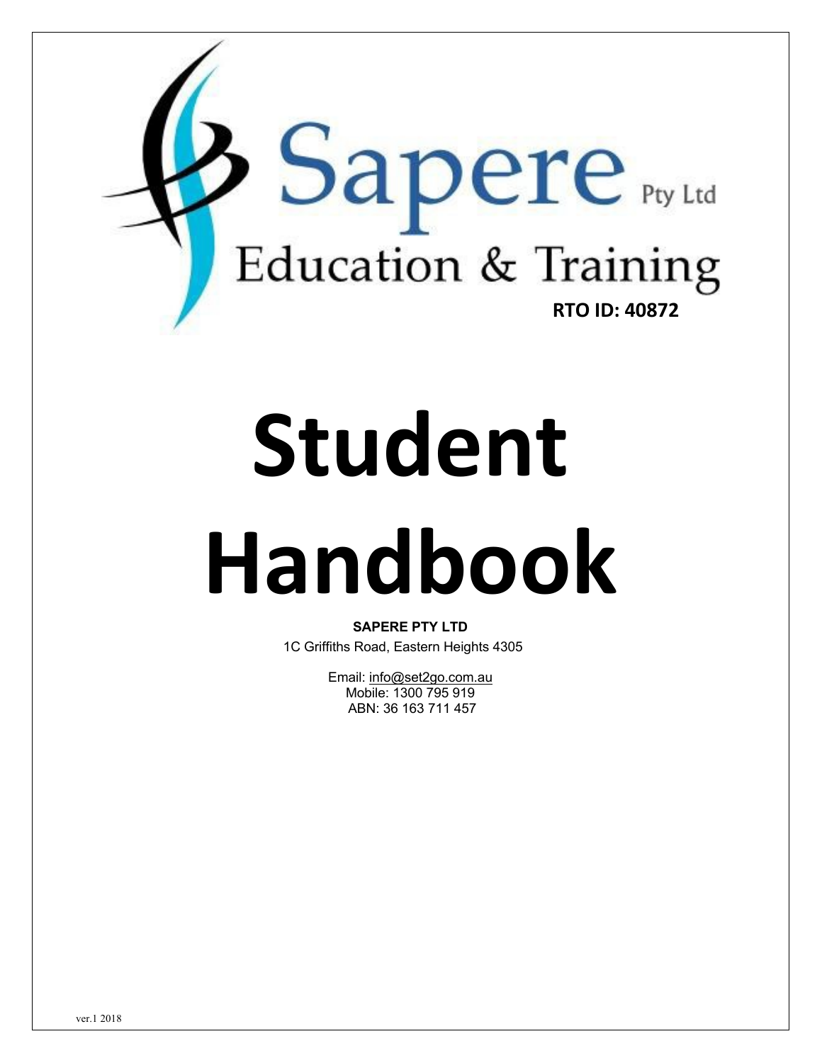Sapere Pty Ltd

Education & Training

**RTO ID: 40872**

# Student Handbook

**SAPERE PTY LTD**

1C Griffiths Road, Eastern Heights 4305

Email: info@set2go.com.au

Mobile: 1300 795 919

ABN: 36 163 711 457

ver.1 2018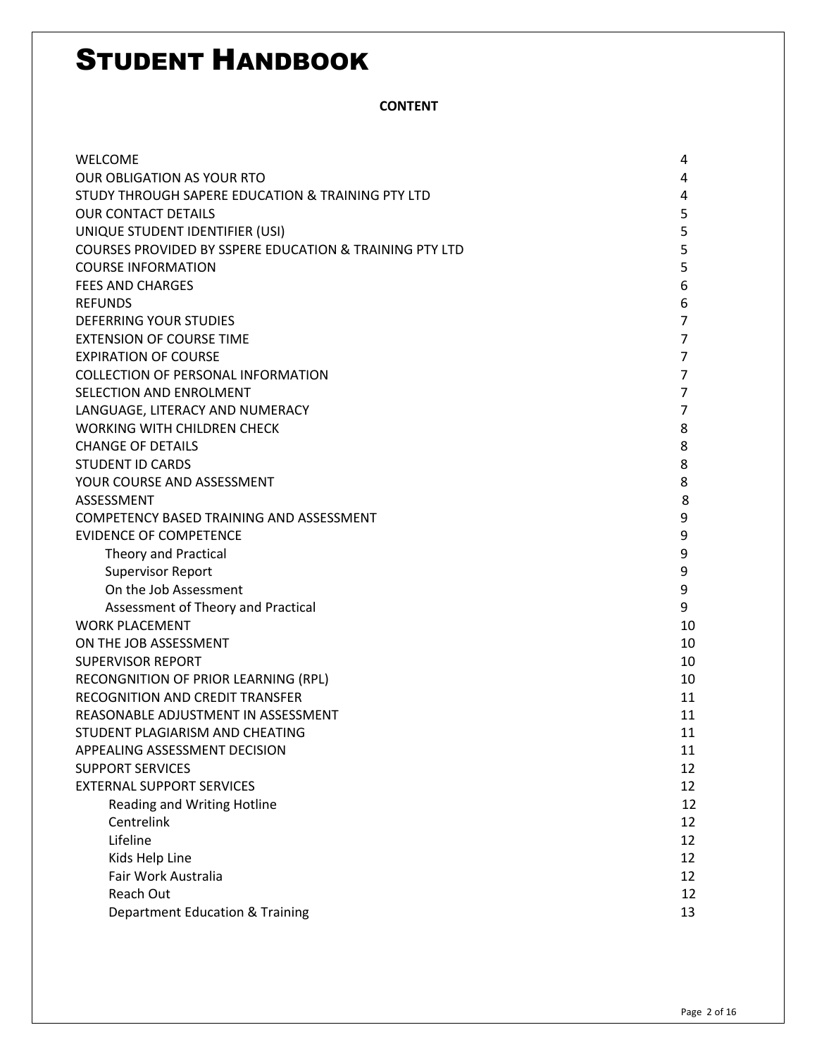# STUDENT HANDBOOK

**CONTENT**

| | |
|---|---|
| WELCOME | 4 |
| OUR OBLIGATION AS YOUR RTO | 4 |
| STUDY THROUGH SAPERE EDUCATION & TRAINING PTY LTD | 4 |
| OUR CONTACT DETAILS | 5 |
| UNIQUE STUDENT IDENTIFIER (USI) | 5 |
| COURSES PROVIDED BY SSPERE EDUCATION & TRAINING PTY LTD | 5 |
| COURSE INFORMATION | 5 |
| FEES AND CHARGES | 6 |
| REFUNDS | 6 |
| DEFERRING YOUR STUDIES | 7 |
| EXTENSION OF COURSE TIME | 7 |
| EXPIRATION OF COURSE | 7 |
| COLLECTION OF PERSONAL INFORMATION | 7 |
| SELECTION AND ENROLMENT | 7 |
| LANGUAGE, LITERACY AND NUMERACY | 7 |
| WORKING WITH CHILDREN CHECK | 8 |
| CHANGE OF DETAILS | 8 |
| STUDENT ID CARDS | 8 |
| YOUR COURSE AND ASSESSMENT | 8 |
| ASSESSMENT | 8 |
| COMPETENCY BASED TRAINING AND ASSESSMENT | 9 |
| EVIDENCE OF COMPETENCE | 9 |
| Theory and Practical | 9 |
| Supervisor Report | 9 |
| On the Job Assessment | 9 |
| Assessment of Theory and Practical | 9 |
| WORK PLACEMENT | 10 |
| ON THE JOB ASSESSMENT | 10 |
| SUPERVISOR REPORT | 10 |
| RECONGNITION OF PRIOR LEARNING (RPL) | 10 |
| RECOGNITION AND CREDIT TRANSFER | 11 |
| REASONABLE ADJUSTMENT IN ASSESSMENT | 11 |
| STUDENT PLAGIARISM AND CHEATING | 11 |
| APPEALING ASSESSMENT DECISION | 11 |
| SUPPORT SERVICES | 12 |
| EXTERNAL SUPPORT SERVICES | 12 |
| Reading and Writing Hotline | 12 |
| Centrelink | 12 |
| Lifeline | 12 |
| Kids Help Line | 12 |
| Fair Work Australia | 12 |
| Reach Out | 12 |
| Department Education & Training | 13 |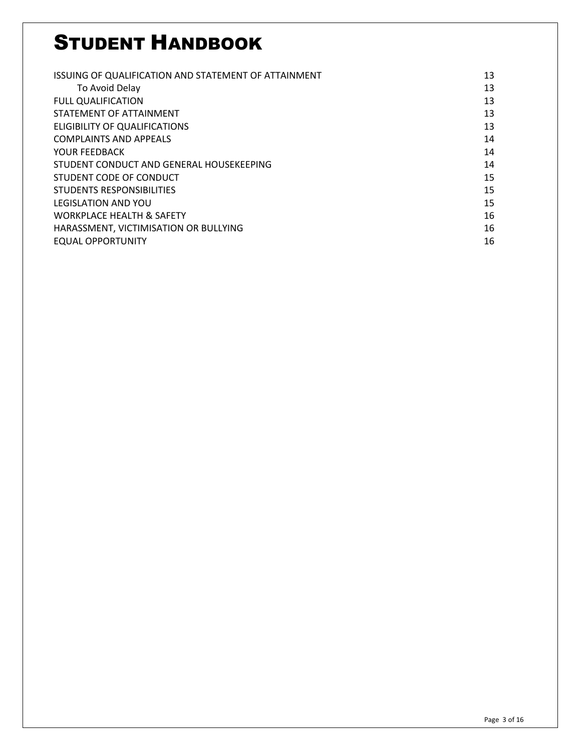# Student Handbook

| | |
|---|---|
| ISSUING OF QUALIFICATION AND STATEMENT OF ATTAINMENT | 13 |
| &nbsp;&nbsp;&nbsp;&nbsp;To Avoid Delay | 13 |
| FULL QUALIFICATION | 13 |
| STATEMENT OF ATTAINMENT | 13 |
| ELIGIBILITY OF QUALIFICATIONS | 13 |
| COMPLAINTS AND APPEALS | 14 |
| YOUR FEEDBACK | 14 |
| STUDENT CONDUCT AND GENERAL HOUSEKEEPING | 14 |
| STUDENT CODE OF CONDUCT | 15 |
| STUDENTS RESPONSIBILITIES | 15 |
| LEGISLATION AND YOU | 15 |
| WORKPLACE HEALTH & SAFETY | 16 |
| HARASSMENT, VICTIMISATION OR BULLYING | 16 |
| EQUAL OPPORTUNITY | 16 |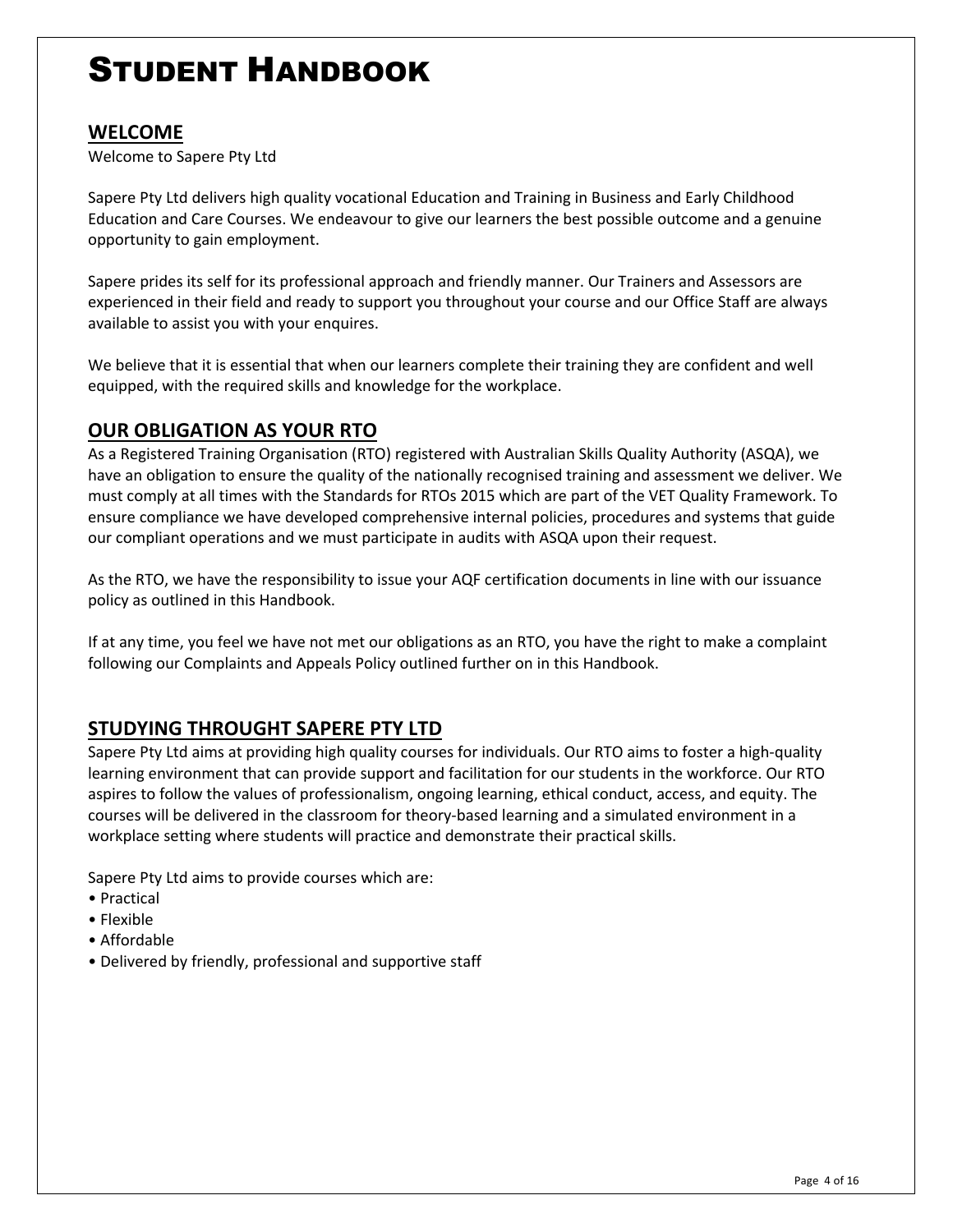# Student Handbook

## WELCOME

Welcome to Sapere Pty Ltd

Sapere Pty Ltd delivers high quality vocational Education and Training in Business and Early Childhood Education and Care Courses. We endeavour to give our learners the best possible outcome and a genuine opportunity to gain employment.

Sapere prides its self for its professional approach and friendly manner. Our Trainers and Assessors are experienced in their field and ready to support you throughout your course and our Office Staff are always available to assist you with your enquires.

We believe that it is essential that when our learners complete their training they are confident and well equipped, with the required skills and knowledge for the workplace.

## OUR OBLIGATION AS YOUR RTO

As a Registered Training Organisation (RTO) registered with Australian Skills Quality Authority (ASQA), we have an obligation to ensure the quality of the nationally recognised training and assessment we deliver. We must comply at all times with the Standards for RTOs 2015 which are part of the VET Quality Framework. To ensure compliance we have developed comprehensive internal policies, procedures and systems that guide our compliant operations and we must participate in audits with ASQA upon their request.

As the RTO, we have the responsibility to issue your AQF certification documents in line with our issuance policy as outlined in this Handbook.

If at any time, you feel we have not met our obligations as an RTO, you have the right to make a complaint following our Complaints and Appeals Policy outlined further on in this Handbook.

## STUDYING THROUGHT SAPERE PTY LTD

Sapere Pty Ltd aims at providing high quality courses for individuals. Our RTO aims to foster a high-quality learning environment that can provide support and facilitation for our students in the workforce. Our RTO aspires to follow the values of professionalism, ongoing learning, ethical conduct, access, and equity. The courses will be delivered in the classroom for theory-based learning and a simulated environment in a workplace setting where students will practice and demonstrate their practical skills.

Sapere Pty Ltd aims to provide courses which are:

- Practical
- Flexible
- Affordable
- Delivered by friendly, professional and supportive staff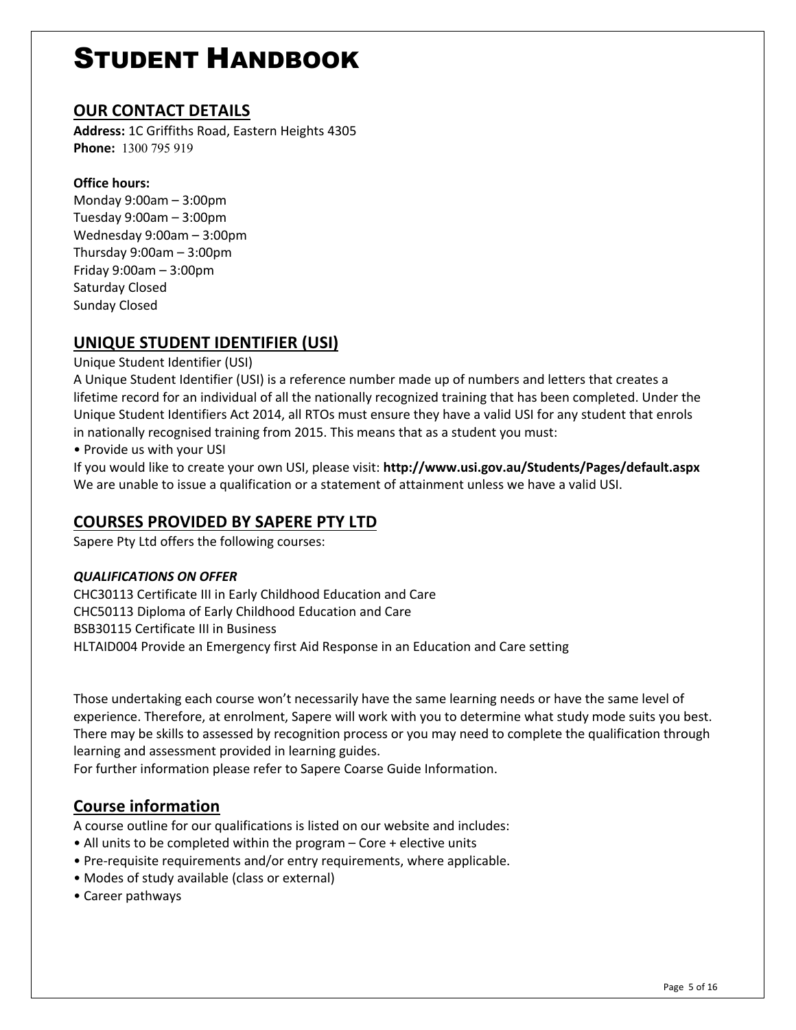# Student Handbook

## OUR CONTACT DETAILS

**Address:** 1C Griffiths Road, Eastern Heights 4305
**Phone:** 1300 795 919

**Office hours:**
Monday 9:00am – 3:00pm
Tuesday 9:00am – 3:00pm
Wednesday 9:00am – 3:00pm
Thursday 9:00am – 3:00pm
Friday 9:00am – 3:00pm
Saturday Closed
Sunday Closed

## UNIQUE STUDENT IDENTIFIER (USI)

Unique Student Identifier (USI)
A Unique Student Identifier (USI) is a reference number made up of numbers and letters that creates a lifetime record for an individual of all the nationally recognized training that has been completed. Under the Unique Student Identifiers Act 2014, all RTOs must ensure they have a valid USI for any student that enrols in nationally recognised training from 2015. This means that as a student you must:

- Provide us with your USI

If you would like to create your own USI, please visit: **http://www.usi.gov.au/Students/Pages/default.aspx**
We are unable to issue a qualification or a statement of attainment unless we have a valid USI.

## COURSES PROVIDED BY SAPERE PTY LTD

Sapere Pty Ltd offers the following courses:

***QUALIFICATIONS ON OFFER***

CHC30113 Certificate III in Early Childhood Education and Care
CHC50113 Diploma of Early Childhood Education and Care
BSB30115 Certificate III in Business
HLTAID004 Provide an Emergency first Aid Response in an Education and Care setting

Those undertaking each course won't necessarily have the same learning needs or have the same level of experience. Therefore, at enrolment, Sapere will work with you to determine what study mode suits you best. There may be skills to assessed by recognition process or you may need to complete the qualification through learning and assessment provided in learning guides.
For further information please refer to Sapere Coarse Guide Information.

## Course information

A course outline for our qualifications is listed on our website and includes:

- All units to be completed within the program – Core + elective units
- Pre-requisite requirements and/or entry requirements, where applicable.
- Modes of study available (class or external)
- Career pathways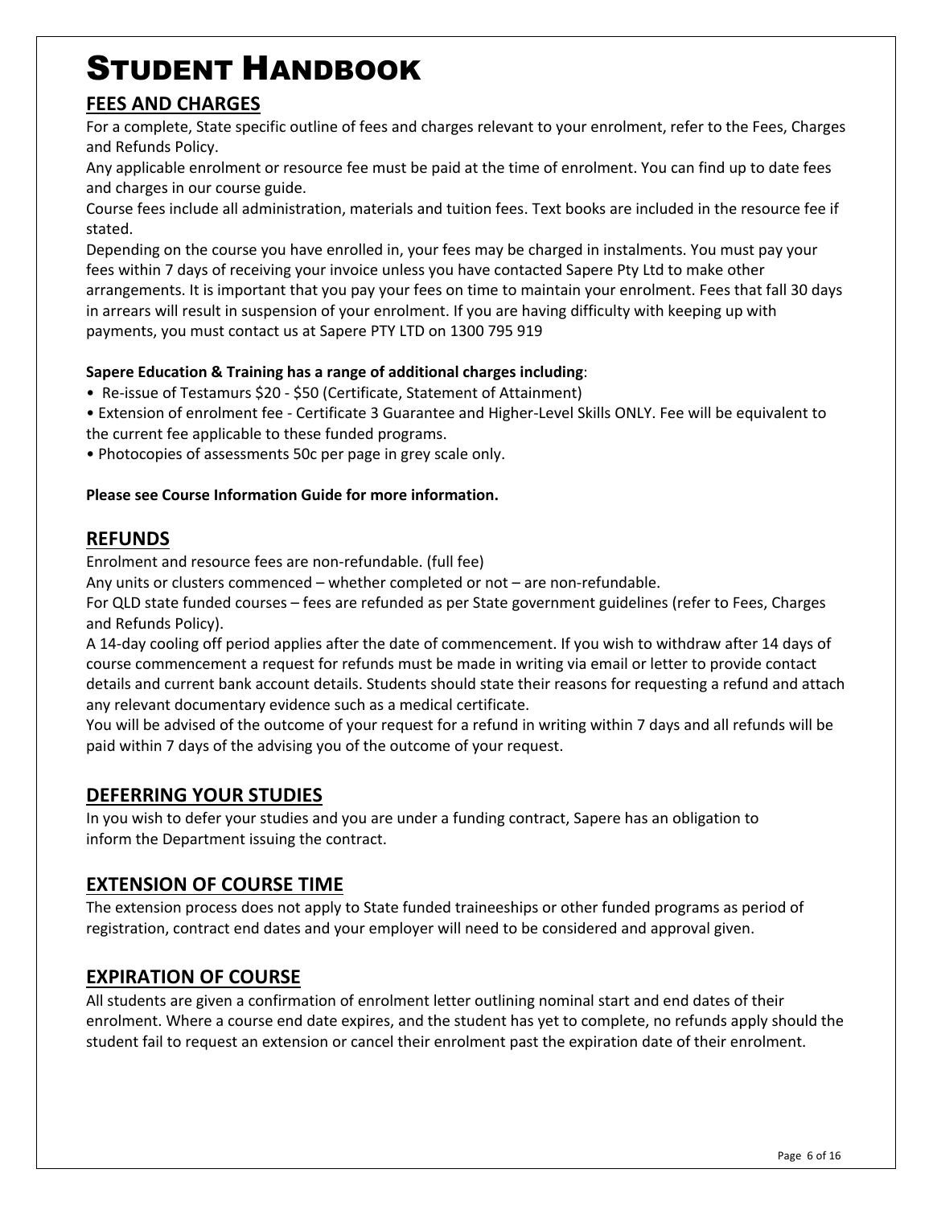# Student Handbook

## FEES AND CHARGES

For a complete, State specific outline of fees and charges relevant to your enrolment, refer to the Fees, Charges and Refunds Policy.

Any applicable enrolment or resource fee must be paid at the time of enrolment. You can find up to date fees and charges in our course guide.

Course fees include all administration, materials and tuition fees. Text books are included in the resource fee if stated.

Depending on the course you have enrolled in, your fees may be charged in instalments. You must pay your fees within 7 days of receiving your invoice unless you have contacted Sapere Pty Ltd to make other arrangements. It is important that you pay your fees on time to maintain your enrolment. Fees that fall 30 days in arrears will result in suspension of your enrolment. If you are having difficulty with keeping up with payments, you must contact us at Sapere PTY LTD on 1300 795 919

**Sapere Education & Training has a range of additional charges including**:

- Re-issue of Testamurs $20 - $50 (Certificate, Statement of Attainment)
- Extension of enrolment fee - Certificate 3 Guarantee and Higher-Level Skills ONLY. Fee will be equivalent to the current fee applicable to these funded programs.
- Photocopies of assessments 50c per page in grey scale only.

**Please see Course Information Guide for more information.**

## REFUNDS

Enrolment and resource fees are non-refundable. (full fee)

Any units or clusters commenced – whether completed or not – are non-refundable.

For QLD state funded courses – fees are refunded as per State government guidelines (refer to Fees, Charges and Refunds Policy).

A 14-day cooling off period applies after the date of commencement. If you wish to withdraw after 14 days of course commencement a request for refunds must be made in writing via email or letter to provide contact details and current bank account details. Students should state their reasons for requesting a refund and attach any relevant documentary evidence such as a medical certificate.

You will be advised of the outcome of your request for a refund in writing within 7 days and all refunds will be paid within 7 days of the advising you of the outcome of your request.

## DEFERRING YOUR STUDIES

In you wish to defer your studies and you are under a funding contract, Sapere has an obligation to inform the Department issuing the contract.

## EXTENSION OF COURSE TIME

The extension process does not apply to State funded traineeships or other funded programs as period of registration, contract end dates and your employer will need to be considered and approval given.

## EXPIRATION OF COURSE

All students are given a confirmation of enrolment letter outlining nominal start and end dates of their enrolment. Where a course end date expires, and the student has yet to complete, no refunds apply should the student fail to request an extension or cancel their enrolment past the expiration date of their enrolment.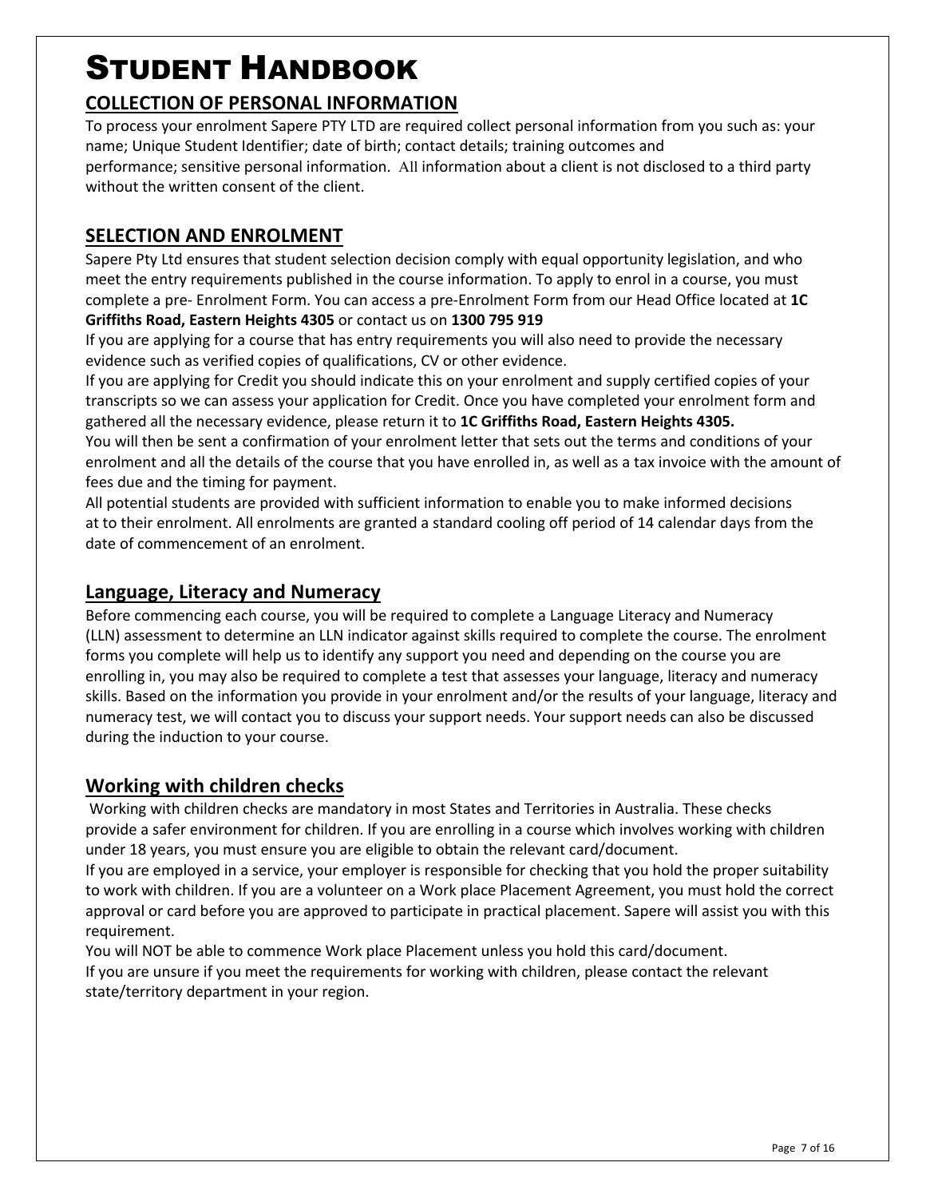# Student Handbook

## COLLECTION OF PERSONAL INFORMATION

To process your enrolment Sapere PTY LTD are required collect personal information from you such as: your name; Unique Student Identifier; date of birth; contact details; training outcomes and performance; sensitive personal information. All information about a client is not disclosed to a third party without the written consent of the client.

## SELECTION AND ENROLMENT

Sapere Pty Ltd ensures that student selection decision comply with equal opportunity legislation, and who meet the entry requirements published in the course information. To apply to enrol in a course, you must complete a pre- Enrolment Form. You can access a pre-Enrolment Form from our Head Office located at **1C Griffiths Road, Eastern Heights 4305** or contact us on **1300 795 919**

If you are applying for a course that has entry requirements you will also need to provide the necessary evidence such as verified copies of qualifications, CV or other evidence.

If you are applying for Credit you should indicate this on your enrolment and supply certified copies of your transcripts so we can assess your application for Credit. Once you have completed your enrolment form and gathered all the necessary evidence, please return it to **1C Griffiths Road, Eastern Heights 4305.**

You will then be sent a confirmation of your enrolment letter that sets out the terms and conditions of your enrolment and all the details of the course that you have enrolled in, as well as a tax invoice with the amount of fees due and the timing for payment.

All potential students are provided with sufficient information to enable you to make informed decisions at to their enrolment. All enrolments are granted a standard cooling off period of 14 calendar days from the date of commencement of an enrolment.

## Language, Literacy and Numeracy

Before commencing each course, you will be required to complete a Language Literacy and Numeracy (LLN) assessment to determine an LLN indicator against skills required to complete the course. The enrolment forms you complete will help us to identify any support you need and depending on the course you are enrolling in, you may also be required to complete a test that assesses your language, literacy and numeracy skills. Based on the information you provide in your enrolment and/or the results of your language, literacy and numeracy test, we will contact you to discuss your support needs. Your support needs can also be discussed during the induction to your course.

## Working with children checks

Working with children checks are mandatory in most States and Territories in Australia. These checks provide a safer environment for children. If you are enrolling in a course which involves working with children under 18 years, you must ensure you are eligible to obtain the relevant card/document.

If you are employed in a service, your employer is responsible for checking that you hold the proper suitability to work with children. If you are a volunteer on a Work place Placement Agreement, you must hold the correct approval or card before you are approved to participate in practical placement. Sapere will assist you with this requirement.

You will NOT be able to commence Work place Placement unless you hold this card/document.

If you are unsure if you meet the requirements for working with children, please contact the relevant state/territory department in your region.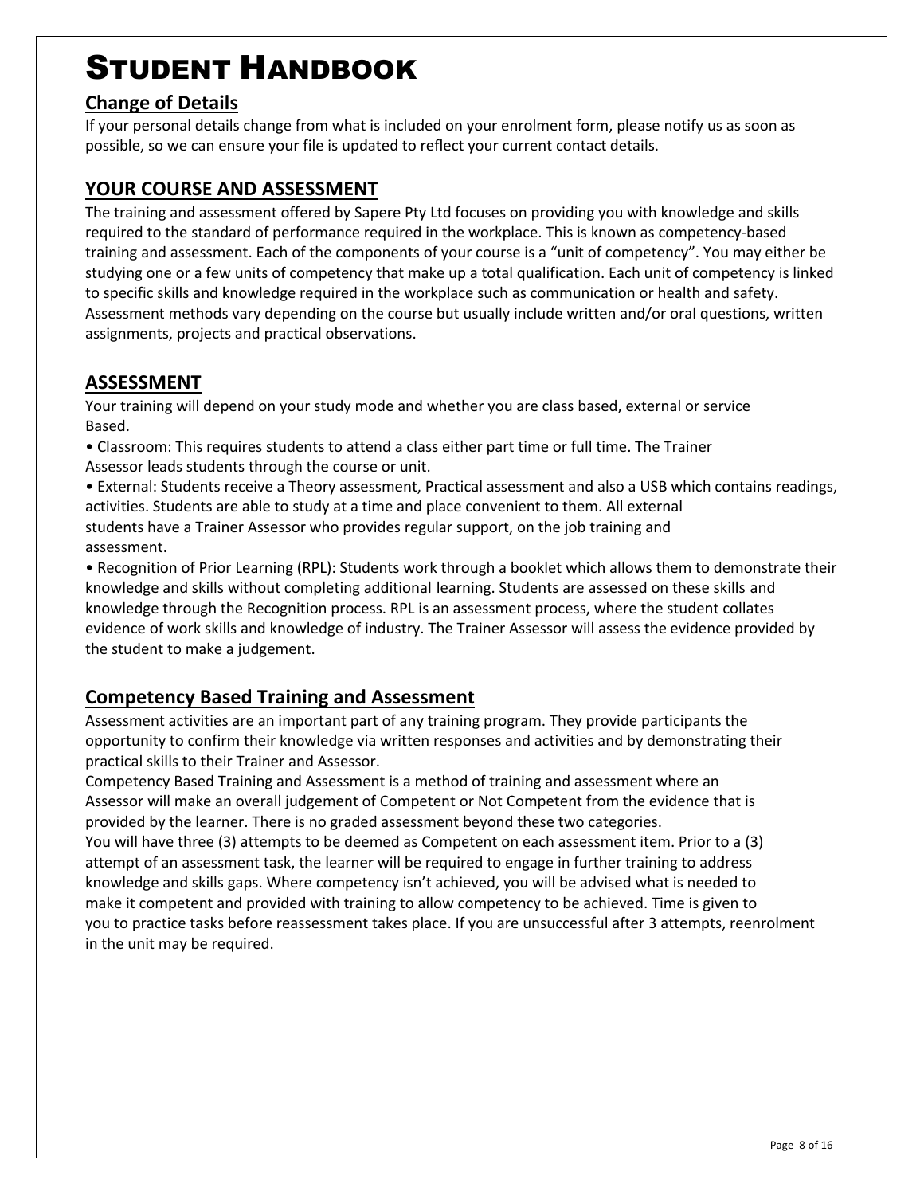# STUDENT HANDBOOK

## Change of Details

If your personal details change from what is included on your enrolment form, please notify us as soon as possible, so we can ensure your file is updated to reflect your current contact details.

## YOUR COURSE AND ASSESSMENT

The training and assessment offered by Sapere Pty Ltd focuses on providing you with knowledge and skills required to the standard of performance required in the workplace. This is known as competency-based training and assessment. Each of the components of your course is a "unit of competency". You may either be studying one or a few units of competency that make up a total qualification. Each unit of competency is linked to specific skills and knowledge required in the workplace such as communication or health and safety. Assessment methods vary depending on the course but usually include written and/or oral questions, written assignments, projects and practical observations.

## ASSESSMENT

Your training will depend on your study mode and whether you are class based, external or service Based.

- Classroom: This requires students to attend a class either part time or full time. The Trainer Assessor leads students through the course or unit.
- External: Students receive a Theory assessment, Practical assessment and also a USB which contains readings, activities. Students are able to study at a time and place convenient to them. All external students have a Trainer Assessor who provides regular support, on the job training and assessment.
- Recognition of Prior Learning (RPL): Students work through a booklet which allows them to demonstrate their knowledge and skills without completing additional learning. Students are assessed on these skills and knowledge through the Recognition process. RPL is an assessment process, where the student collates evidence of work skills and knowledge of industry. The Trainer Assessor will assess the evidence provided by the student to make a judgement.

## Competency Based Training and Assessment

Assessment activities are an important part of any training program. They provide participants the opportunity to confirm their knowledge via written responses and activities and by demonstrating their practical skills to their Trainer and Assessor.

Competency Based Training and Assessment is a method of training and assessment where an Assessor will make an overall judgement of Competent or Not Competent from the evidence that is provided by the learner. There is no graded assessment beyond these two categories.

You will have three (3) attempts to be deemed as Competent on each assessment item. Prior to a (3) attempt of an assessment task, the learner will be required to engage in further training to address knowledge and skills gaps. Where competency isn't achieved, you will be advised what is needed to make it competent and provided with training to allow competency to be achieved. Time is given to you to practice tasks before reassessment takes place. If you are unsuccessful after 3 attempts, reenrolment in the unit may be required.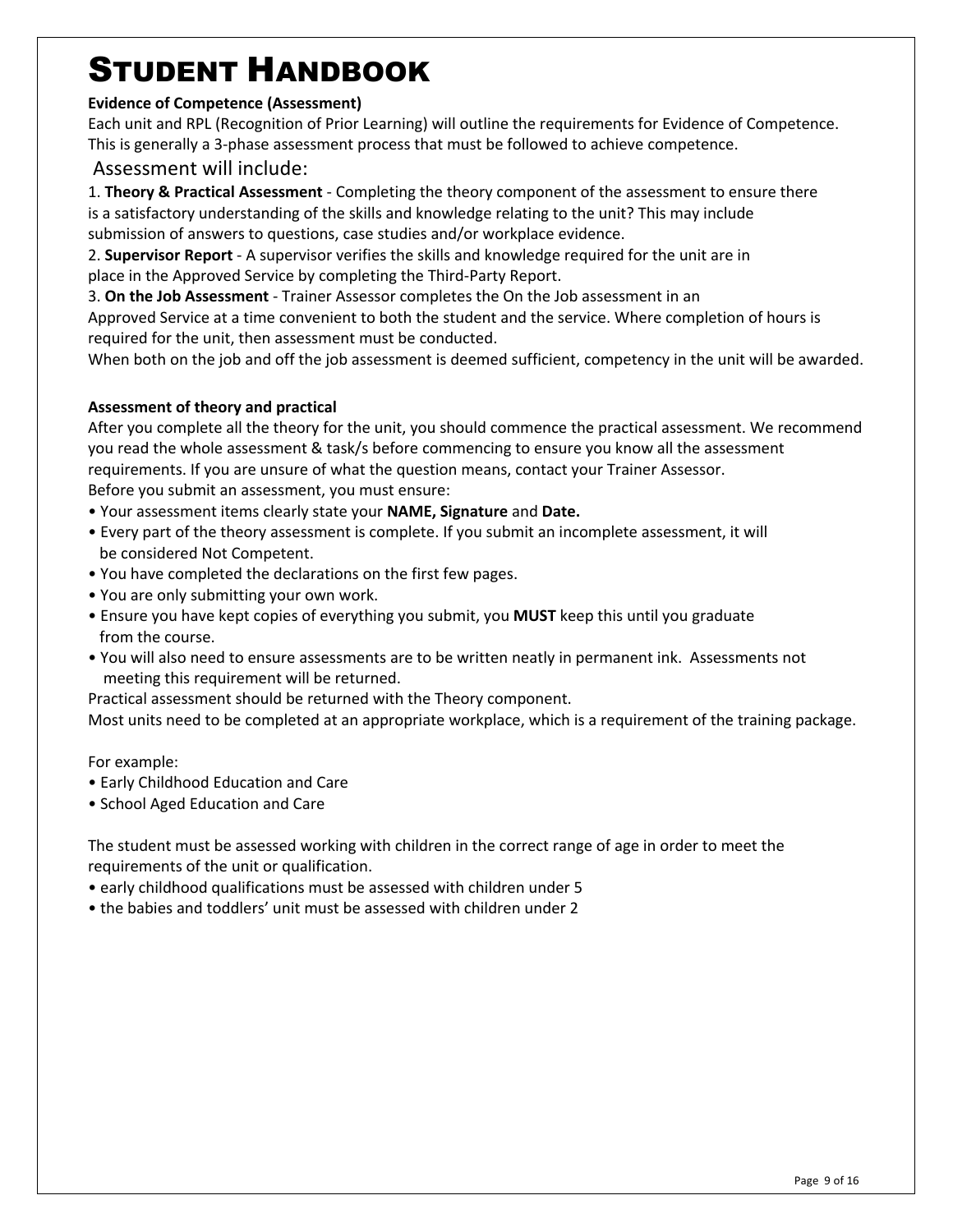# Student Handbook

**Evidence of Competence (Assessment)**

Each unit and RPL (Recognition of Prior Learning) will outline the requirements for Evidence of Competence. This is generally a 3-phase assessment process that must be followed to achieve competence.

Assessment will include:

1. **Theory & Practical Assessment** - Completing the theory component of the assessment to ensure there is a satisfactory understanding of the skills and knowledge relating to the unit? This may include submission of answers to questions, case studies and/or workplace evidence.
2. **Supervisor Report** - A supervisor verifies the skills and knowledge required for the unit are in place in the Approved Service by completing the Third-Party Report.
3. **On the Job Assessment** - Trainer Assessor completes the On the Job assessment in an Approved Service at a time convenient to both the student and the service. Where completion of hours is required for the unit, then assessment must be conducted.

When both on the job and off the job assessment is deemed sufficient, competency in the unit will be awarded.

**Assessment of theory and practical**

After you complete all the theory for the unit, you should commence the practical assessment. We recommend you read the whole assessment & task/s before commencing to ensure you know all the assessment requirements. If you are unsure of what the question means, contact your Trainer Assessor.

Before you submit an assessment, you must ensure:

- Your assessment items clearly state your **NAME, Signature** and **Date.**
- Every part of the theory assessment is complete. If you submit an incomplete assessment, it will be considered Not Competent.
- You have completed the declarations on the first few pages.
- You are only submitting your own work.
- Ensure you have kept copies of everything you submit, you **MUST** keep this until you graduate from the course.
- You will also need to ensure assessments are to be written neatly in permanent ink. Assessments not meeting this requirement will be returned.

Practical assessment should be returned with the Theory component.

Most units need to be completed at an appropriate workplace, which is a requirement of the training package.

For example:

- Early Childhood Education and Care
- School Aged Education and Care

The student must be assessed working with children in the correct range of age in order to meet the requirements of the unit or qualification.

- early childhood qualifications must be assessed with children under 5
- the babies and toddlers' unit must be assessed with children under 2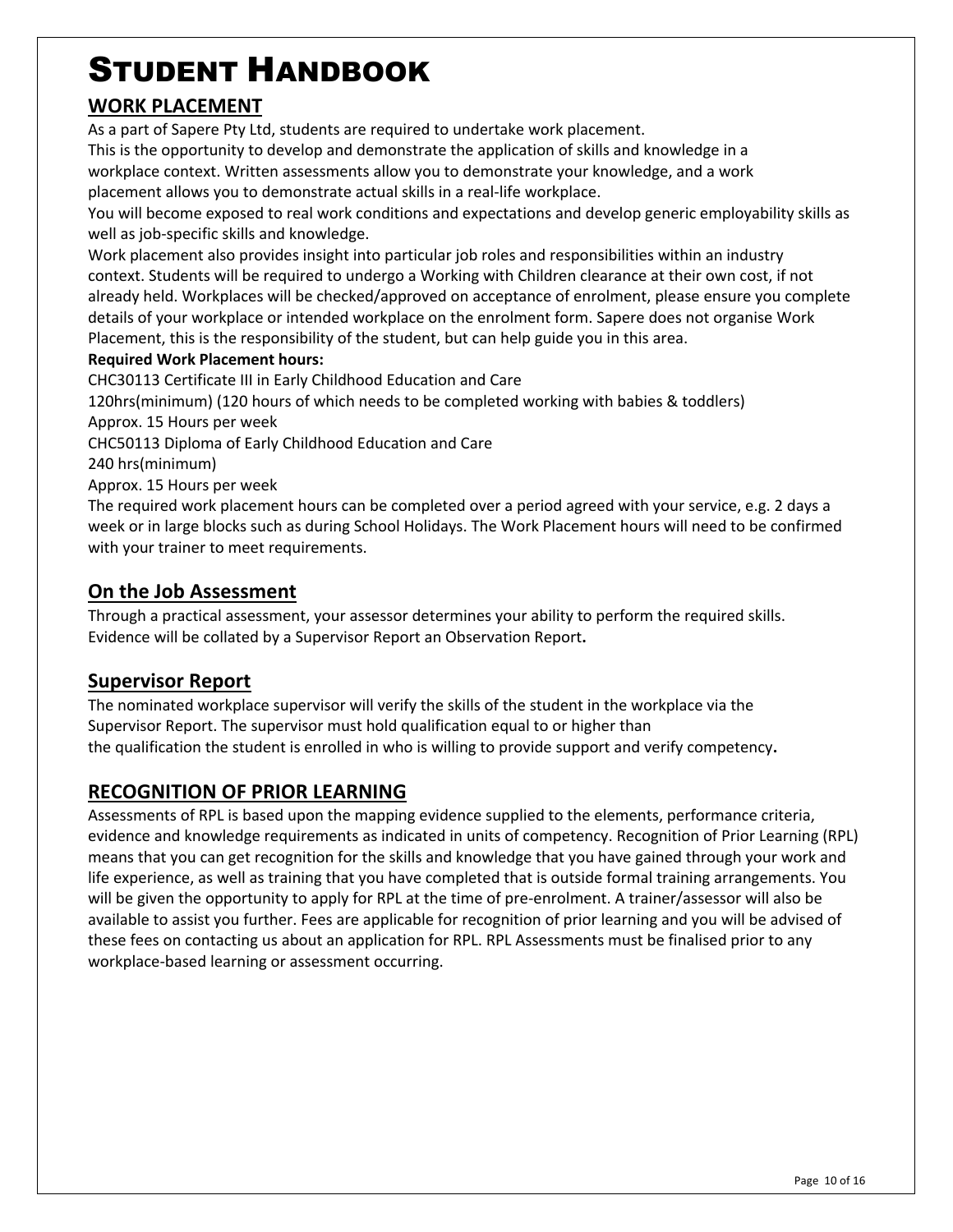# STUDENT HANDBOOK

## WORK PLACEMENT

As a part of Sapere Pty Ltd, students are required to undertake work placement.
This is the opportunity to develop and demonstrate the application of skills and knowledge in a workplace context. Written assessments allow you to demonstrate your knowledge, and a work placement allows you to demonstrate actual skills in a real-life workplace.
You will become exposed to real work conditions and expectations and develop generic employability skills as well as job-specific skills and knowledge.
Work placement also provides insight into particular job roles and responsibilities within an industry context. Students will be required to undergo a Working with Children clearance at their own cost, if not already held. Workplaces will be checked/approved on acceptance of enrolment, please ensure you complete details of your workplace or intended workplace on the enrolment form. Sapere does not organise Work Placement, this is the responsibility of the student, but can help guide you in this area.

**Required Work Placement hours:**

CHC30113 Certificate III in Early Childhood Education and Care
120hrs(minimum) (120 hours of which needs to be completed working with babies & toddlers)
Approx. 15 Hours per week
CHC50113 Diploma of Early Childhood Education and Care
240 hrs(minimum)
Approx. 15 Hours per week
The required work placement hours can be completed over a period agreed with your service, e.g. 2 days a week or in large blocks such as during School Holidays. The Work Placement hours will need to be confirmed with your trainer to meet requirements.

## On the Job Assessment

Through a practical assessment, your assessor determines your ability to perform the required skills. Evidence will be collated by a Supervisor Report an Observation Report**.**

## Supervisor Report

The nominated workplace supervisor will verify the skills of the student in the workplace via the Supervisor Report. The supervisor must hold qualification equal to or higher than the qualification the student is enrolled in who is willing to provide support and verify competency**.**

## RECOGNITION OF PRIOR LEARNING

Assessments of RPL is based upon the mapping evidence supplied to the elements, performance criteria, evidence and knowledge requirements as indicated in units of competency. Recognition of Prior Learning (RPL) means that you can get recognition for the skills and knowledge that you have gained through your work and life experience, as well as training that you have completed that is outside formal training arrangements. You will be given the opportunity to apply for RPL at the time of pre-enrolment. A trainer/assessor will also be available to assist you further. Fees are applicable for recognition of prior learning and you will be advised of these fees on contacting us about an application for RPL. RPL Assessments must be finalised prior to any workplace-based learning or assessment occurring.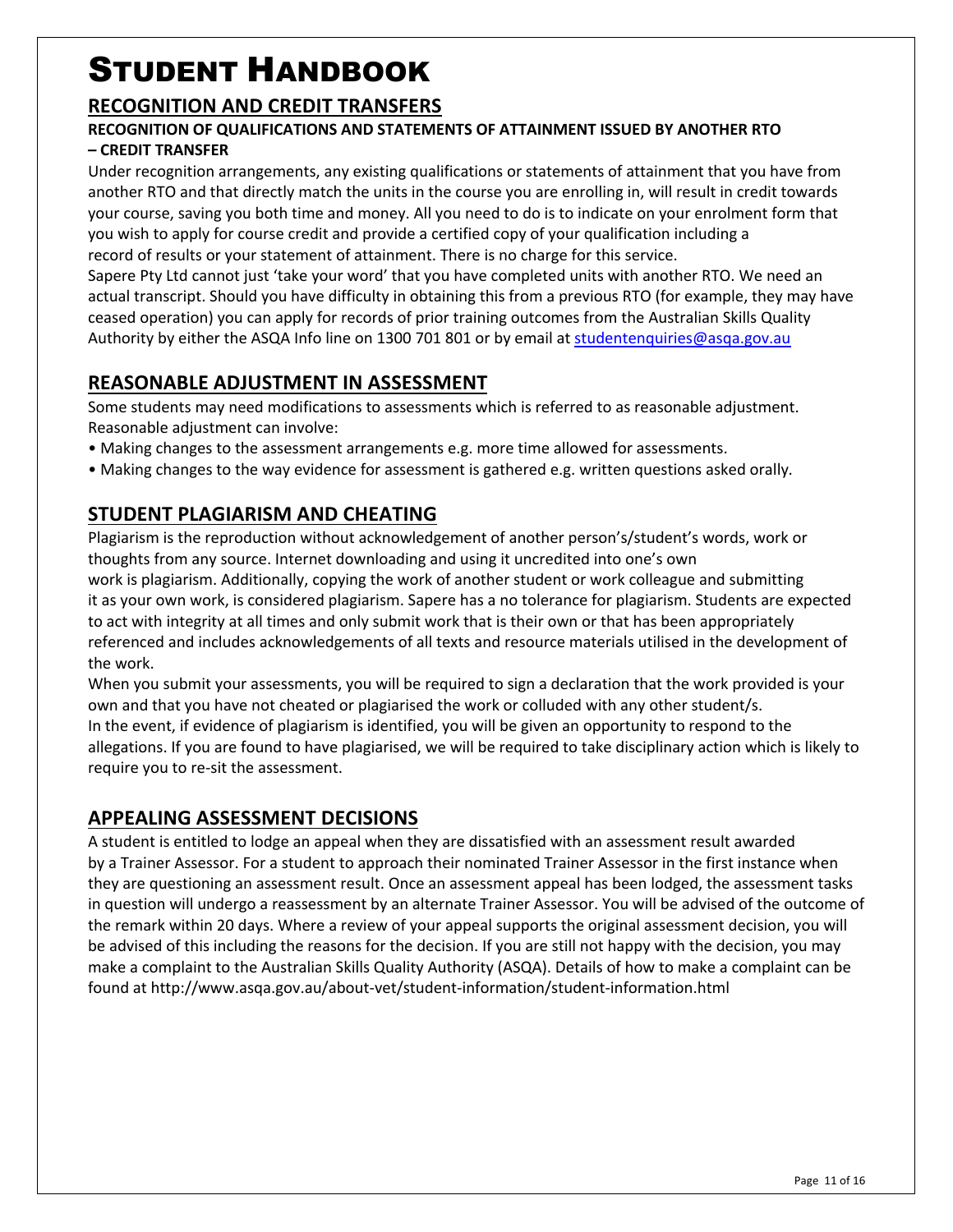# STUDENT HANDBOOK

## RECOGNITION AND CREDIT TRANSFERS

### RECOGNITION OF QUALIFICATIONS AND STATEMENTS OF ATTAINMENT ISSUED BY ANOTHER RTO – CREDIT TRANSFER

Under recognition arrangements, any existing qualifications or statements of attainment that you have from another RTO and that directly match the units in the course you are enrolling in, will result in credit towards your course, saving you both time and money. All you need to do is to indicate on your enrolment form that you wish to apply for course credit and provide a certified copy of your qualification including a record of results or your statement of attainment. There is no charge for this service.

Sapere Pty Ltd cannot just 'take your word' that you have completed units with another RTO. We need an actual transcript. Should you have difficulty in obtaining this from a previous RTO (for example, they may have ceased operation) you can apply for records of prior training outcomes from the Australian Skills Quality Authority by either the ASQA Info line on 1300 701 801 or by email at studentenquiries@asqa.gov.au

## REASONABLE ADJUSTMENT IN ASSESSMENT

Some students may need modifications to assessments which is referred to as reasonable adjustment. Reasonable adjustment can involve:

- Making changes to the assessment arrangements e.g. more time allowed for assessments.
- Making changes to the way evidence for assessment is gathered e.g. written questions asked orally.

## STUDENT PLAGIARISM AND CHEATING

Plagiarism is the reproduction without acknowledgement of another person's/student's words, work or thoughts from any source. Internet downloading and using it uncredited into one's own work is plagiarism. Additionally, copying the work of another student or work colleague and submitting it as your own work, is considered plagiarism. Sapere has a no tolerance for plagiarism. Students are expected to act with integrity at all times and only submit work that is their own or that has been appropriately referenced and includes acknowledgements of all texts and resource materials utilised in the development of the work.

When you submit your assessments, you will be required to sign a declaration that the work provided is your own and that you have not cheated or plagiarised the work or colluded with any other student/s.

In the event, if evidence of plagiarism is identified, you will be given an opportunity to respond to the allegations. If you are found to have plagiarised, we will be required to take disciplinary action which is likely to require you to re-sit the assessment.

## APPEALING ASSESSMENT DECISIONS

A student is entitled to lodge an appeal when they are dissatisfied with an assessment result awarded by a Trainer Assessor. For a student to approach their nominated Trainer Assessor in the first instance when they are questioning an assessment result. Once an assessment appeal has been lodged, the assessment tasks in question will undergo a reassessment by an alternate Trainer Assessor. You will be advised of the outcome of the remark within 20 days. Where a review of your appeal supports the original assessment decision, you will be advised of this including the reasons for the decision. If you are still not happy with the decision, you may make a complaint to the Australian Skills Quality Authority (ASQA). Details of how to make a complaint can be found at http://www.asqa.gov.au/about-vet/student-information/student-information.html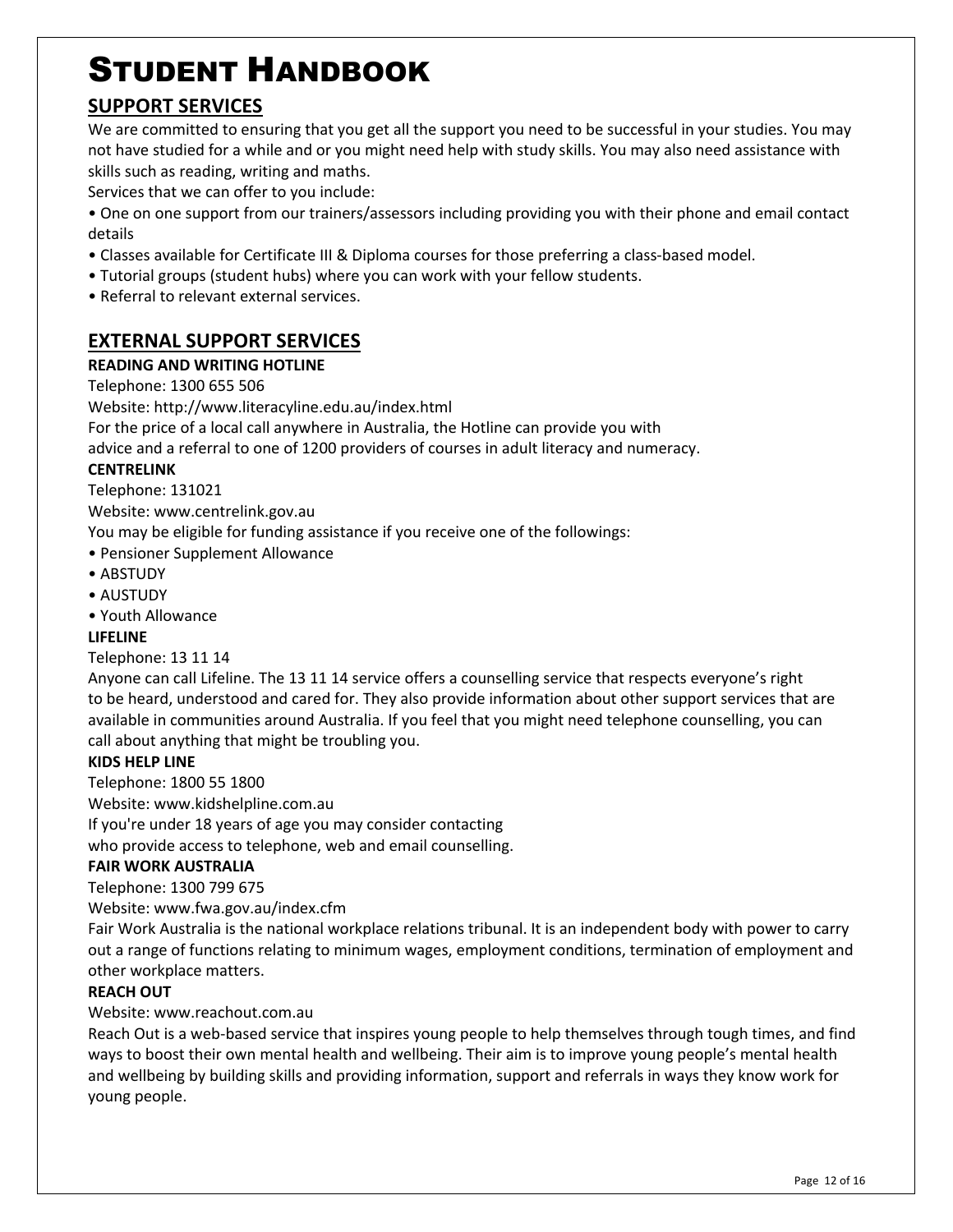# STUDENT HANDBOOK

## SUPPORT SERVICES

We are committed to ensuring that you get all the support you need to be successful in your studies. You may not have studied for a while and or you might need help with study skills. You may also need assistance with skills such as reading, writing and maths.

Services that we can offer to you include:

- One on one support from our trainers/assessors including providing you with their phone and email contact details
- Classes available for Certificate III & Diploma courses for those preferring a class-based model.
- Tutorial groups (student hubs) where you can work with your fellow students.
- Referral to relevant external services.

## EXTERNAL SUPPORT SERVICES

**READING AND WRITING HOTLINE**

Telephone: 1300 655 506

Website: http://www.literacyline.edu.au/index.html

For the price of a local call anywhere in Australia, the Hotline can provide you with
advice and a referral to one of 1200 providers of courses in adult literacy and numeracy.

**CENTRELINK**

Telephone: 131021

Website: www.centrelink.gov.au

You may be eligible for funding assistance if you receive one of the followings:

- Pensioner Supplement Allowance
- ABSTUDY
- AUSTUDY
- Youth Allowance

**LIFELINE**

Telephone: 13 11 14

Anyone can call Lifeline. The 13 11 14 service offers a counselling service that respects everyone's right
to be heard, understood and cared for. They also provide information about other support services that are available in communities around Australia. If you feel that you might need telephone counselling, you can call about anything that might be troubling you.

**KIDS HELP LINE**

Telephone: 1800 55 1800

Website: www.kidshelpline.com.au

If you're under 18 years of age you may consider contacting
who provide access to telephone, web and email counselling.

**FAIR WORK AUSTRALIA**

Telephone: 1300 799 675

Website: www.fwa.gov.au/index.cfm

Fair Work Australia is the national workplace relations tribunal. It is an independent body with power to carry out a range of functions relating to minimum wages, employment conditions, termination of employment and other workplace matters.

**REACH OUT**

Website: www.reachout.com.au

Reach Out is a web-based service that inspires young people to help themselves through tough times, and find ways to boost their own mental health and wellbeing. Their aim is to improve young people's mental health and wellbeing by building skills and providing information, support and referrals in ways they know work for young people.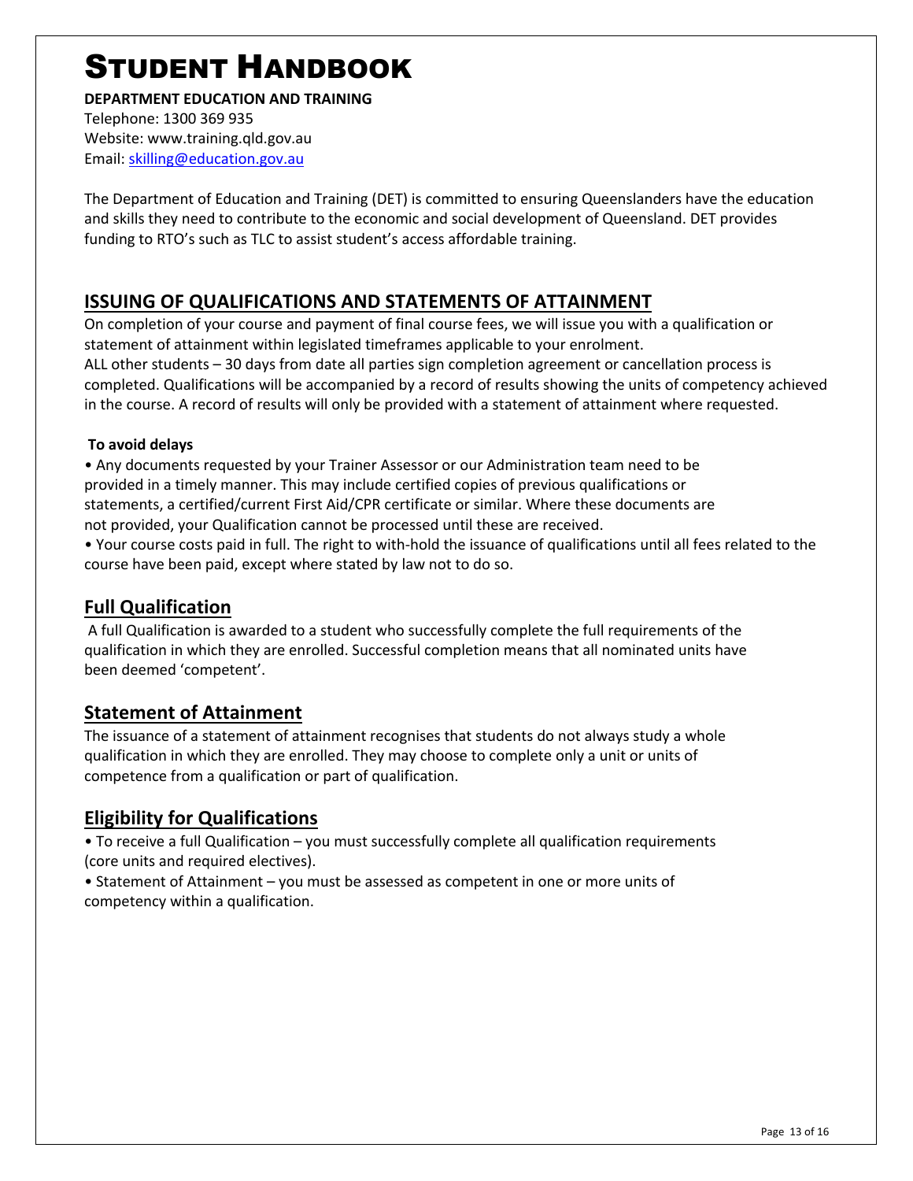# Student Handbook

**DEPARTMENT EDUCATION AND TRAINING**
Telephone: 1300 369 935
Website: www.training.qld.gov.au
Email: skilling@education.gov.au

The Department of Education and Training (DET) is committed to ensuring Queenslanders have the education and skills they need to contribute to the economic and social development of Queensland. DET provides funding to RTO's such as TLC to assist student's access affordable training.

## ISSUING OF QUALIFICATIONS AND STATEMENTS OF ATTAINMENT

On completion of your course and payment of final course fees, we will issue you with a qualification or statement of attainment within legislated timeframes applicable to your enrolment.
ALL other students – 30 days from date all parties sign completion agreement or cancellation process is completed. Qualifications will be accompanied by a record of results showing the units of competency achieved in the course. A record of results will only be provided with a statement of attainment where requested.

**To avoid delays**

- Any documents requested by your Trainer Assessor or our Administration team need to be provided in a timely manner. This may include certified copies of previous qualifications or statements, a certified/current First Aid/CPR certificate or similar. Where these documents are not provided, your Qualification cannot be processed until these are received.
- Your course costs paid in full. The right to with-hold the issuance of qualifications until all fees related to the course have been paid, except where stated by law not to do so.

## Full Qualification

A full Qualification is awarded to a student who successfully complete the full requirements of the qualification in which they are enrolled. Successful completion means that all nominated units have been deemed 'competent'.

## Statement of Attainment

The issuance of a statement of attainment recognises that students do not always study a whole qualification in which they are enrolled. They may choose to complete only a unit or units of competence from a qualification or part of qualification.

## Eligibility for Qualifications

- To receive a full Qualification – you must successfully complete all qualification requirements (core units and required electives).
- Statement of Attainment – you must be assessed as competent in one or more units of competency within a qualification.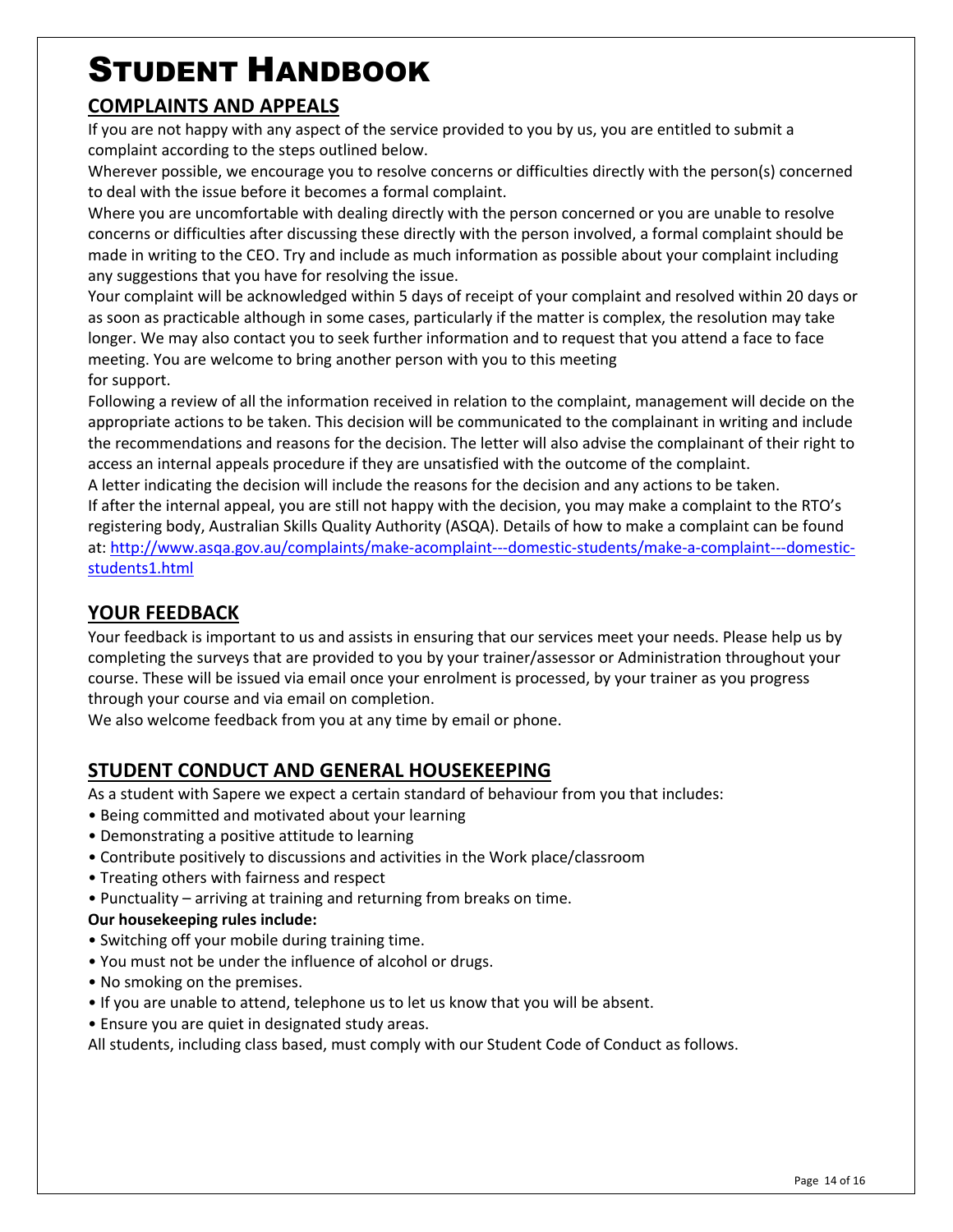# Student Handbook

## COMPLAINTS AND APPEALS

If you are not happy with any aspect of the service provided to you by us, you are entitled to submit a complaint according to the steps outlined below.

Wherever possible, we encourage you to resolve concerns or difficulties directly with the person(s) concerned to deal with the issue before it becomes a formal complaint.

Where you are uncomfortable with dealing directly with the person concerned or you are unable to resolve concerns or difficulties after discussing these directly with the person involved, a formal complaint should be made in writing to the CEO. Try and include as much information as possible about your complaint including any suggestions that you have for resolving the issue.

Your complaint will be acknowledged within 5 days of receipt of your complaint and resolved within 20 days or as soon as practicable although in some cases, particularly if the matter is complex, the resolution may take longer. We may also contact you to seek further information and to request that you attend a face to face meeting. You are welcome to bring another person with you to this meeting for support.

Following a review of all the information received in relation to the complaint, management will decide on the appropriate actions to be taken. This decision will be communicated to the complainant in writing and include the recommendations and reasons for the decision. The letter will also advise the complainant of their right to access an internal appeals procedure if they are unsatisfied with the outcome of the complaint.

A letter indicating the decision will include the reasons for the decision and any actions to be taken.

If after the internal appeal, you are still not happy with the decision, you may make a complaint to the RTO's registering body, Australian Skills Quality Authority (ASQA). Details of how to make a complaint can be found at: [http://www.asqa.gov.au/complaints/make-acomplaint---domestic-students/make-a-complaint---domestic-students1.html](http://www.asqa.gov.au/complaints/make-acomplaint---domestic-students/make-a-complaint---domestic-students1.html)

## YOUR FEEDBACK

Your feedback is important to us and assists in ensuring that our services meet your needs. Please help us by completing the surveys that are provided to you by your trainer/assessor or Administration throughout your course. These will be issued via email once your enrolment is processed, by your trainer as you progress through your course and via email on completion.

We also welcome feedback from you at any time by email or phone.

## STUDENT CONDUCT AND GENERAL HOUSEKEEPING

As a student with Sapere we expect a certain standard of behaviour from you that includes:

- Being committed and motivated about your learning
- Demonstrating a positive attitude to learning
- Contribute positively to discussions and activities in the Work place/classroom
- Treating others with fairness and respect
- Punctuality – arriving at training and returning from breaks on time.

**Our housekeeping rules include:**

- Switching off your mobile during training time.
- You must not be under the influence of alcohol or drugs.
- No smoking on the premises.
- If you are unable to attend, telephone us to let us know that you will be absent.
- Ensure you are quiet in designated study areas.

All students, including class based, must comply with our Student Code of Conduct as follows.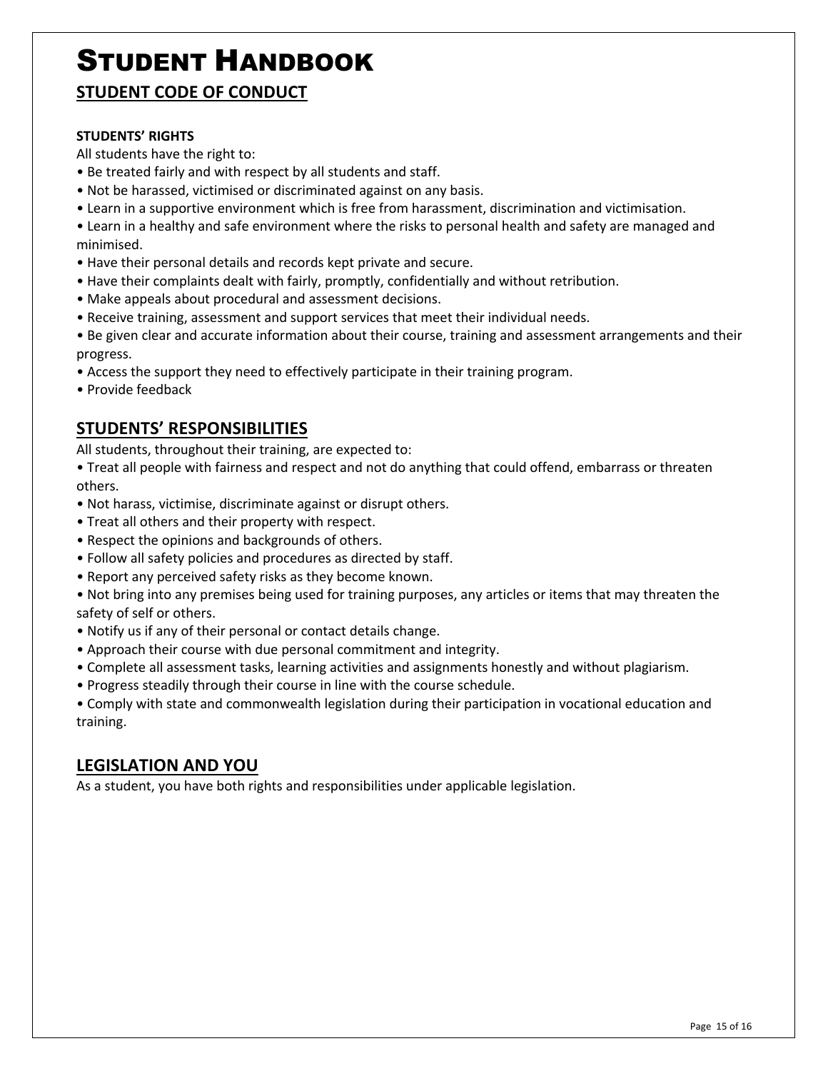# Student Handbook

## STUDENT CODE OF CONDUCT

**STUDENTS' RIGHTS**

All students have the right to:

- Be treated fairly and with respect by all students and staff.
- Not be harassed, victimised or discriminated against on any basis.
- Learn in a supportive environment which is free from harassment, discrimination and victimisation.
- Learn in a healthy and safe environment where the risks to personal health and safety are managed and minimised.
- Have their personal details and records kept private and secure.
- Have their complaints dealt with fairly, promptly, confidentially and without retribution.
- Make appeals about procedural and assessment decisions.
- Receive training, assessment and support services that meet their individual needs.
- Be given clear and accurate information about their course, training and assessment arrangements and their progress.
- Access the support they need to effectively participate in their training program.
- Provide feedback

## STUDENTS' RESPONSIBILITIES

All students, throughout their training, are expected to:

- Treat all people with fairness and respect and not do anything that could offend, embarrass or threaten others.
- Not harass, victimise, discriminate against or disrupt others.
- Treat all others and their property with respect.
- Respect the opinions and backgrounds of others.
- Follow all safety policies and procedures as directed by staff.
- Report any perceived safety risks as they become known.
- Not bring into any premises being used for training purposes, any articles or items that may threaten the safety of self or others.
- Notify us if any of their personal or contact details change.
- Approach their course with due personal commitment and integrity.
- Complete all assessment tasks, learning activities and assignments honestly and without plagiarism.
- Progress steadily through their course in line with the course schedule.
- Comply with state and commonwealth legislation during their participation in vocational education and training.

## LEGISLATION AND YOU

As a student, you have both rights and responsibilities under applicable legislation.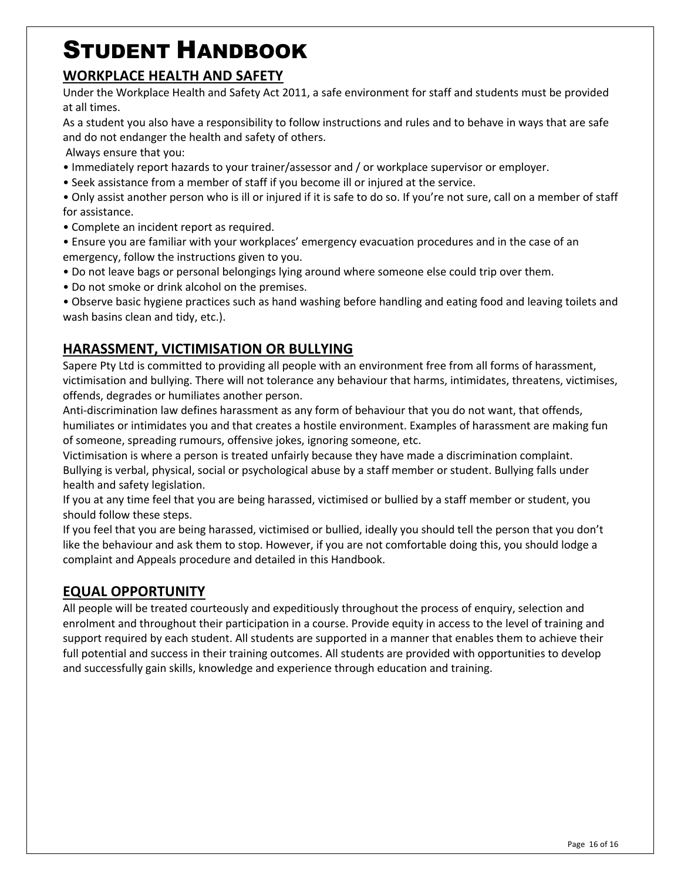# Student Handbook

## WORKPLACE HEALTH AND SAFETY

Under the Workplace Health and Safety Act 2011, a safe environment for staff and students must be provided at all times.

As a student you also have a responsibility to follow instructions and rules and to behave in ways that are safe and do not endanger the health and safety of others.

Always ensure that you:

- Immediately report hazards to your trainer/assessor and / or workplace supervisor or employer.
- Seek assistance from a member of staff if you become ill or injured at the service.
- Only assist another person who is ill or injured if it is safe to do so. If you're not sure, call on a member of staff for assistance.
- Complete an incident report as required.
- Ensure you are familiar with your workplaces' emergency evacuation procedures and in the case of an emergency, follow the instructions given to you.
- Do not leave bags or personal belongings lying around where someone else could trip over them.
- Do not smoke or drink alcohol on the premises.
- Observe basic hygiene practices such as hand washing before handling and eating food and leaving toilets and wash basins clean and tidy, etc.).

## HARASSMENT, VICTIMISATION OR BULLYING

Sapere Pty Ltd is committed to providing all people with an environment free from all forms of harassment, victimisation and bullying. There will not tolerance any behaviour that harms, intimidates, threatens, victimises, offends, degrades or humiliates another person.

Anti-discrimination law defines harassment as any form of behaviour that you do not want, that offends, humiliates or intimidates you and that creates a hostile environment. Examples of harassment are making fun of someone, spreading rumours, offensive jokes, ignoring someone, etc.

Victimisation is where a person is treated unfairly because they have made a discrimination complaint.

Bullying is verbal, physical, social or psychological abuse by a staff member or student. Bullying falls under health and safety legislation.

If you at any time feel that you are being harassed, victimised or bullied by a staff member or student, you should follow these steps.

If you feel that you are being harassed, victimised or bullied, ideally you should tell the person that you don't like the behaviour and ask them to stop. However, if you are not comfortable doing this, you should lodge a complaint and Appeals procedure and detailed in this Handbook.

## EQUAL OPPORTUNITY

All people will be treated courteously and expeditiously throughout the process of enquiry, selection and enrolment and throughout their participation in a course. Provide equity in access to the level of training and support required by each student. All students are supported in a manner that enables them to achieve their full potential and success in their training outcomes. All students are provided with opportunities to develop and successfully gain skills, knowledge and experience through education and training.